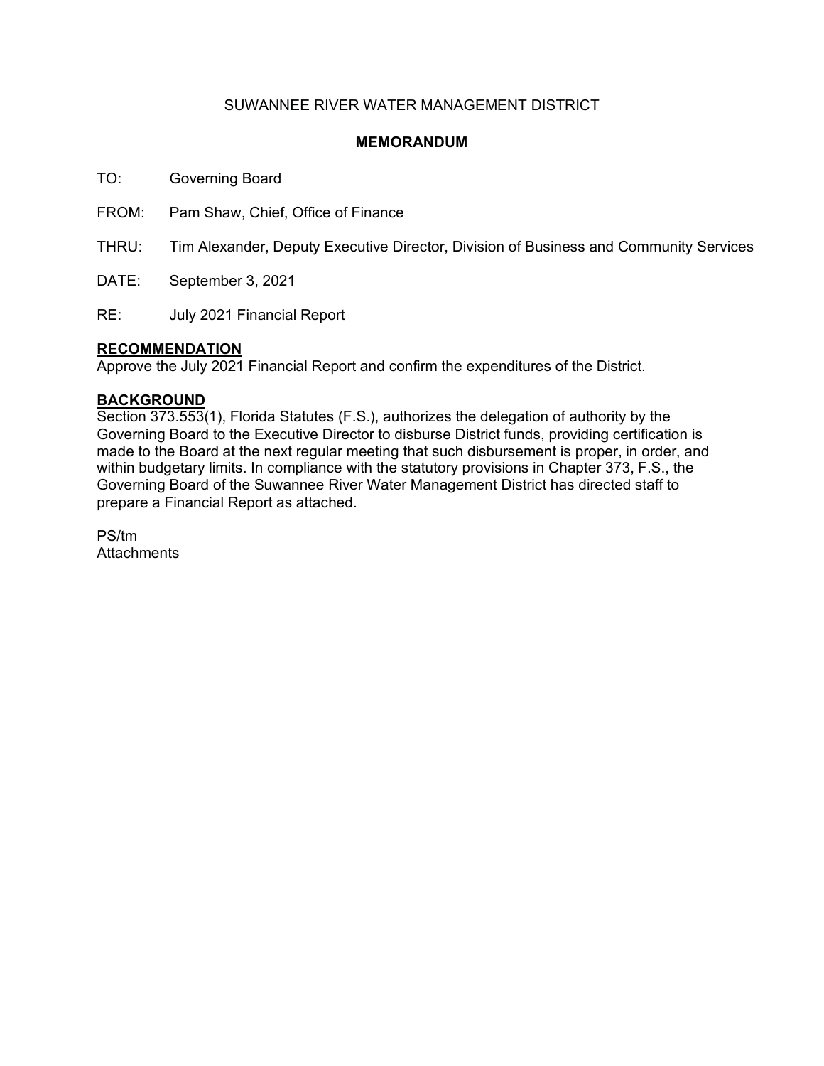SUWANNEE RIVER WATER MANAGEMENT DISTRICT

**MEMORANDUM**

TO: Governing Board

FROM: Pam Shaw, Chief, Office of Finance

THRU: Tim Alexander, Deputy Executive Director, Division of Business and Community Services

DATE: September 3, 2021

RE: July 2021 Financial Report

## RECOMMENDATION

Approve the July 2021 Financial Report and confirm the expenditures of the District.

## BACKGROUND

Section 373.553(1), Florida Statutes (F.S.), authorizes the delegation of authority by the Governing Board to the Executive Director to disburse District funds, providing certification is made to the Board at the next regular meeting that such disbursement is proper, in order, and within budgetary limits. In compliance with the statutory provisions in Chapter 373, F.S., the Governing Board of the Suwannee River Water Management District has directed staff to prepare a Financial Report as attached.

PS/tm

Attachments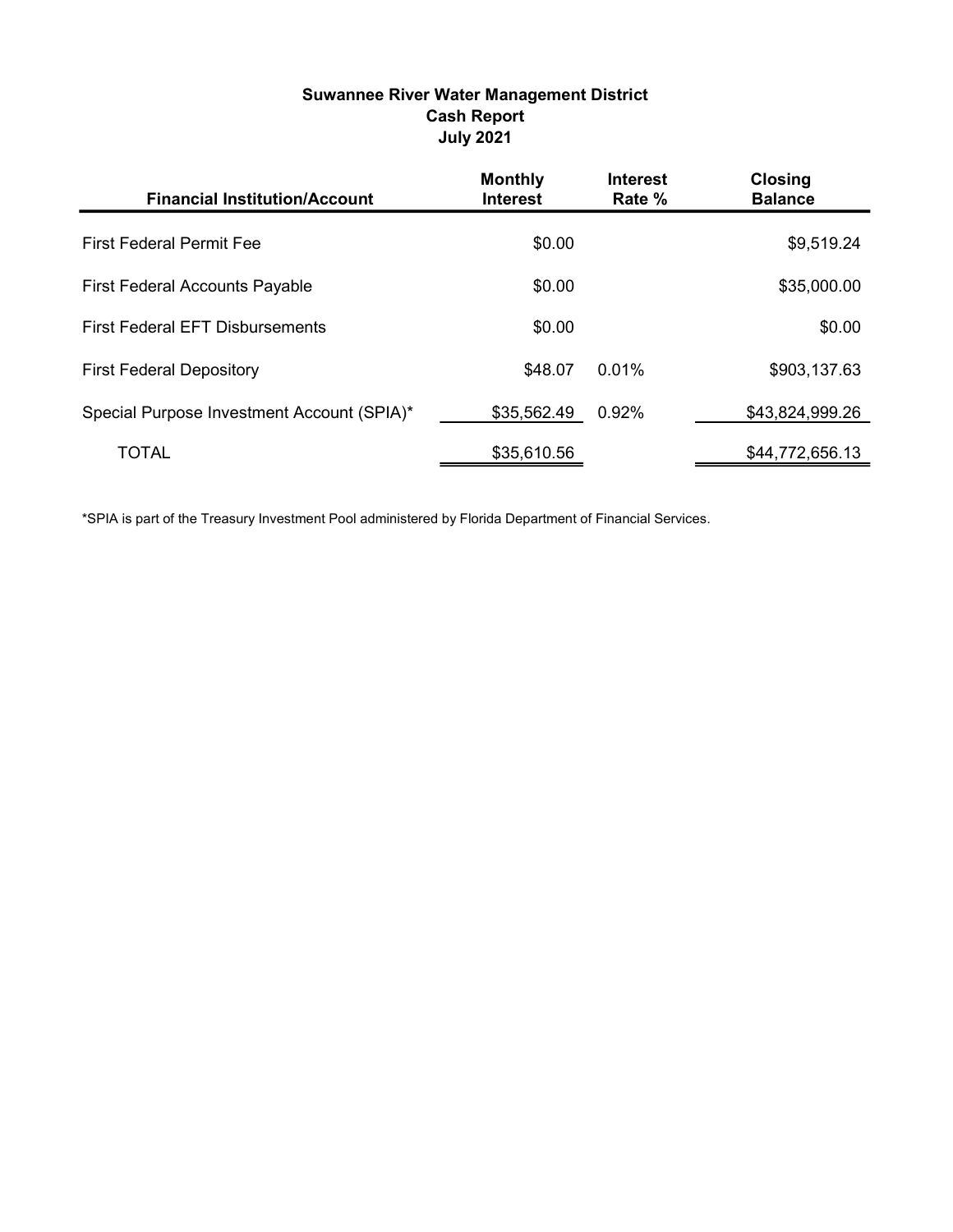**Suwannee River Water Management District**
**Cash Report**
**July 2021**

| Financial Institution/Account | Monthly Interest | Interest Rate % | Closing Balance |
|---|---|---|---|
| First Federal Permit Fee | $0.00 | | $9,519.24 |
| First Federal Accounts Payable | $0.00 | | $35,000.00 |
| First Federal EFT Disbursements | $0.00 | | $0.00 |
| First Federal Depository | $48.07 | 0.01% | $903,137.63 |
| Special Purpose Investment Account (SPIA)* | $35,562.49 | 0.92% | $43,824,999.26 |
| TOTAL | $35,610.56 | | $44,772,656.13 |

*SPIA is part of the Treasury Investment Pool administered by Florida Department of Financial Services.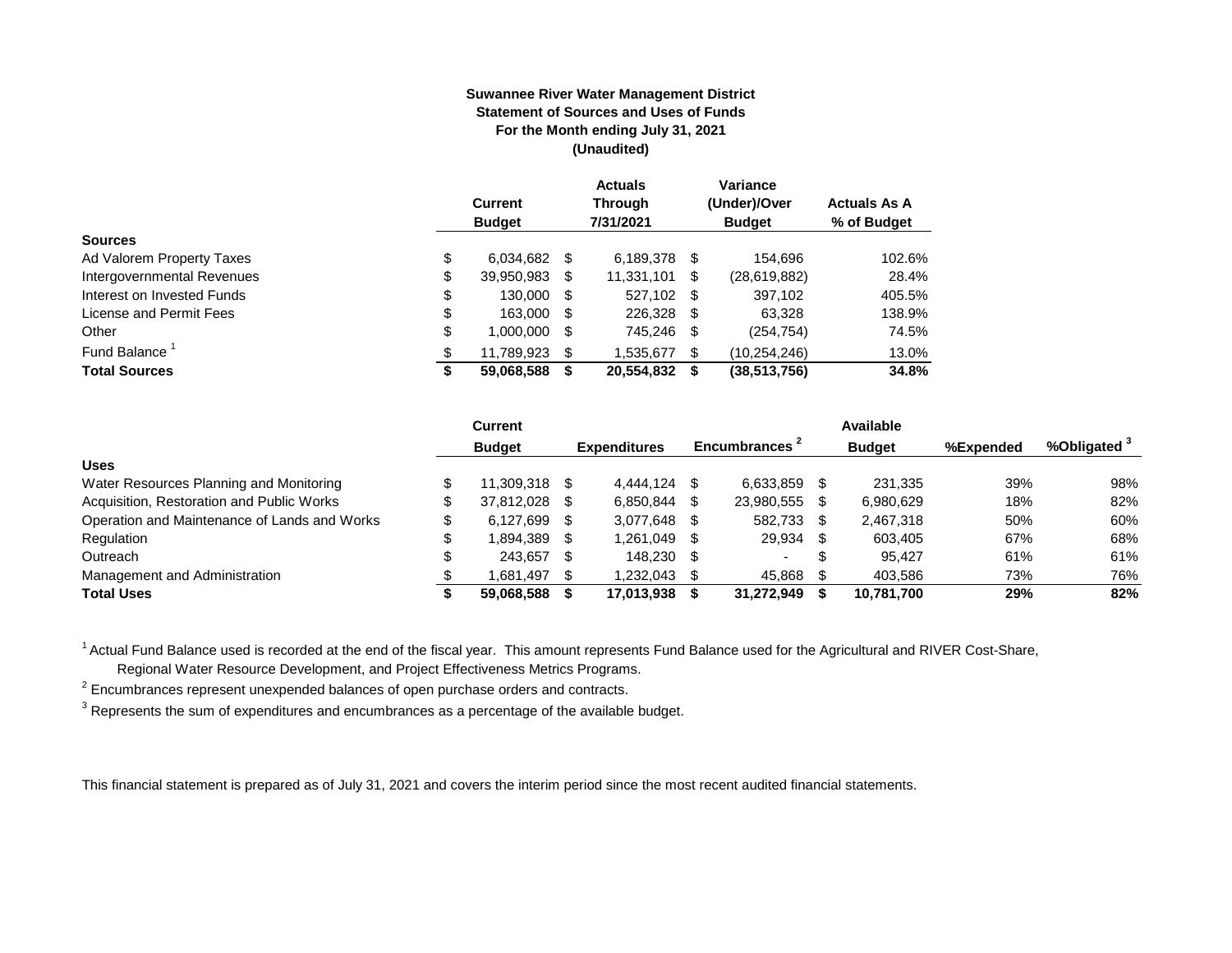**Suwannee River Water Management District**
**Statement of Sources and Uses of Funds**
**For the Month ending July 31, 2021**
**(Unaudited)**

| | Current Budget | Actuals Through 7/31/2021 | Variance (Under)/Over Budget | Actuals As A % of Budget |
|---|---|---|---|---|
| **Sources** | | | | |
| Ad Valorem Property Taxes | $ 6,034,682 | $ 6,189,378 | $ 154,696 | 102.6% |
| Intergovernmental Revenues | $ 39,950,983 | $ 11,331,101 | $ (28,619,882) | 28.4% |
| Interest on Invested Funds | $ 130,000 | $ 527,102 | $ 397,102 | 405.5% |
| License and Permit Fees | $ 163,000 | $ 226,328 | $ 63,328 | 138.9% |
| Other | $ 1,000,000 | $ 745,246 | $ (254,754) | 74.5% |
| Fund Balance [1] | $ 11,789,923 | $ 1,535,677 | $ (10,254,246) | 13.0% |
| **Total Sources** | **$ 59,068,588** | **$ 20,554,832** | **$ (38,513,756)** | **34.8%** |

| | Current Budget | Expenditures | Encumbrances [2] | Available Budget | %Expended | %Obligated [3] |
|---|---|---|---|---|---|---|
| **Uses** | | | | | | |
| Water Resources Planning and Monitoring | $ 11,309,318 | $ 4,444,124 | $ 6,633,859 | $ 231,335 | 39% | 98% |
| Acquisition, Restoration and Public Works | $ 37,812,028 | $ 6,850,844 | $ 23,980,555 | $ 6,980,629 | 18% | 82% |
| Operation and Maintenance of Lands and Works | $ 6,127,699 | $ 3,077,648 | $ 582,733 | $ 2,467,318 | 50% | 60% |
| Regulation | $ 1,894,389 | $ 1,261,049 | $ 29,934 | $ 603,405 | 67% | 68% |
| Outreach | $ 243,657 | $ 148,230 | $ - | $ 95,427 | 61% | 61% |
| Management and Administration | $ 1,681,497 | $ 1,232,043 | $ 45,868 | $ 403,586 | 73% | 76% |
| **Total Uses** | **$ 59,068,588** | **$ 17,013,938** | **$ 31,272,949** | **$ 10,781,700** | **29%** | **82%** |

[1] Actual Fund Balance used is recorded at the end of the fiscal year. This amount represents Fund Balance used for the Agricultural and RIVER Cost-Share, Regional Water Resource Development, and Project Effectiveness Metrics Programs.

[2] Encumbrances represent unexpended balances of open purchase orders and contracts.

[3] Represents the sum of expenditures and encumbrances as a percentage of the available budget.

This financial statement is prepared as of July 31, 2021 and covers the interim period since the most recent audited financial statements.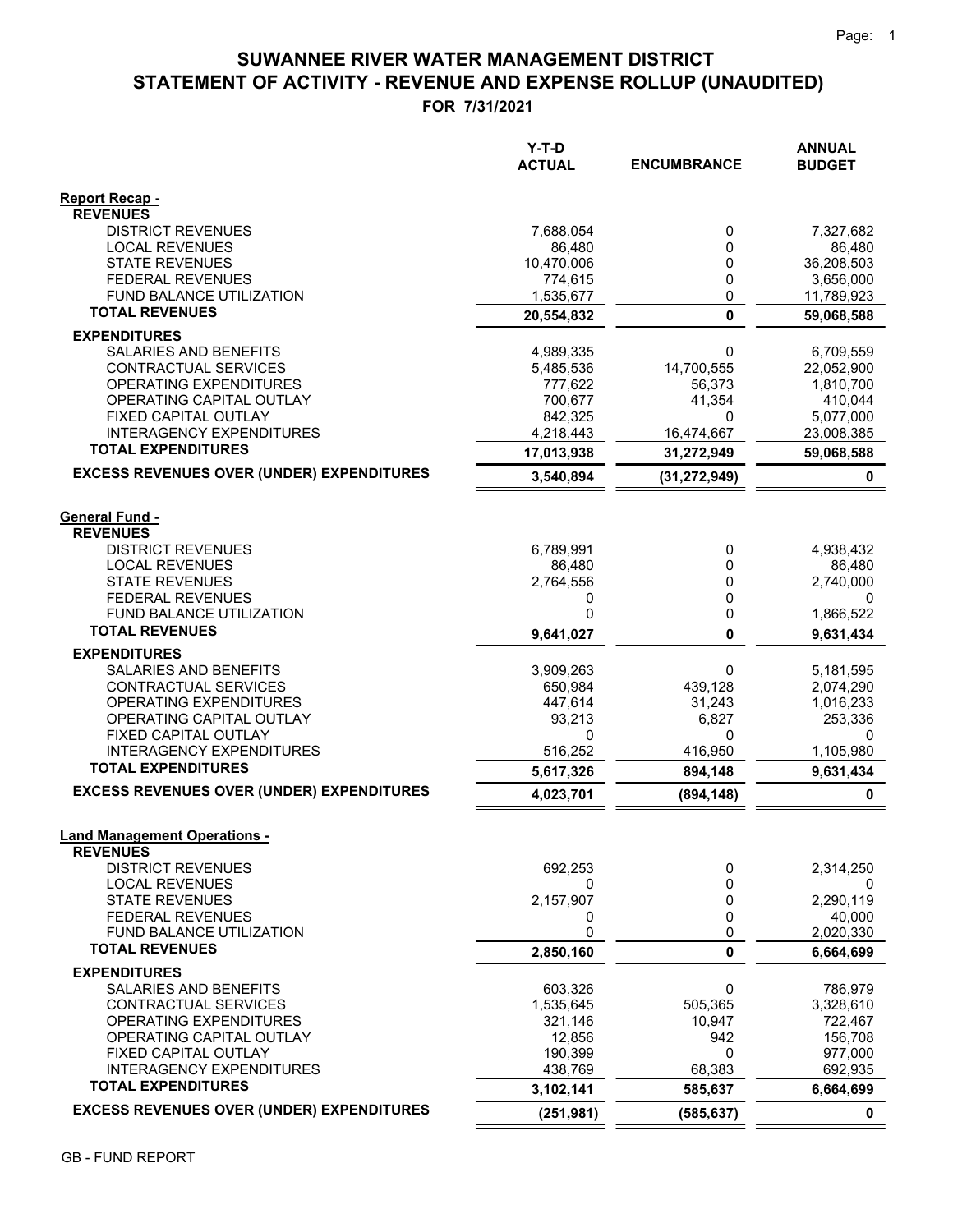# SUWANNEE RIVER WATER MANAGEMENT DISTRICT
## STATEMENT OF ACTIVITY - REVENUE AND EXPENSE ROLLUP (UNAUDITED)
### FOR 7/31/2021

| | Y-T-D ACTUAL | ENCUMBRANCE | ANNUAL BUDGET |
|---|---|---|---|
| **Report Recap -** | | | |
| **REVENUES** | | | |
| DISTRICT REVENUES | 7,688,054 | 0 | 7,327,682 |
| LOCAL REVENUES | 86,480 | 0 | 86,480 |
| STATE REVENUES | 10,470,006 | 0 | 36,208,503 |
| FEDERAL REVENUES | 774,615 | 0 | 3,656,000 |
| FUND BALANCE UTILIZATION | 1,535,677 | 0 | 11,789,923 |
| **TOTAL REVENUES** | **20,554,832** | **0** | **59,068,588** |
| **EXPENDITURES** | | | |
| SALARIES AND BENEFITS | 4,989,335 | 0 | 6,709,559 |
| CONTRACTUAL SERVICES | 5,485,536 | 14,700,555 | 22,052,900 |
| OPERATING EXPENDITURES | 777,622 | 56,373 | 1,810,700 |
| OPERATING CAPITAL OUTLAY | 700,677 | 41,354 | 410,044 |
| FIXED CAPITAL OUTLAY | 842,325 | 0 | 5,077,000 |
| INTERAGENCY EXPENDITURES | 4,218,443 | 16,474,667 | 23,008,385 |
| **TOTAL EXPENDITURES** | **17,013,938** | **31,272,949** | **59,068,588** |
| **EXCESS REVENUES OVER (UNDER) EXPENDITURES** | **3,540,894** | **(31,272,949)** | **0** |
| **General Fund -** | | | |
| **REVENUES** | | | |
| DISTRICT REVENUES | 6,789,991 | 0 | 4,938,432 |
| LOCAL REVENUES | 86,480 | 0 | 86,480 |
| STATE REVENUES | 2,764,556 | 0 | 2,740,000 |
| FEDERAL REVENUES | 0 | 0 | 0 |
| FUND BALANCE UTILIZATION | 0 | 0 | 1,866,522 |
| **TOTAL REVENUES** | **9,641,027** | **0** | **9,631,434** |
| **EXPENDITURES** | | | |
| SALARIES AND BENEFITS | 3,909,263 | 0 | 5,181,595 |
| CONTRACTUAL SERVICES | 650,984 | 439,128 | 2,074,290 |
| OPERATING EXPENDITURES | 447,614 | 31,243 | 1,016,233 |
| OPERATING CAPITAL OUTLAY | 93,213 | 6,827 | 253,336 |
| FIXED CAPITAL OUTLAY | 0 | 0 | 0 |
| INTERAGENCY EXPENDITURES | 516,252 | 416,950 | 1,105,980 |
| **TOTAL EXPENDITURES** | **5,617,326** | **894,148** | **9,631,434** |
| **EXCESS REVENUES OVER (UNDER) EXPENDITURES** | **4,023,701** | **(894,148)** | **0** |
| **Land Management Operations -** | | | |
| **REVENUES** | | | |
| DISTRICT REVENUES | 692,253 | 0 | 2,314,250 |
| LOCAL REVENUES | 0 | 0 | 0 |
| STATE REVENUES | 2,157,907 | 0 | 2,290,119 |
| FEDERAL REVENUES | 0 | 0 | 40,000 |
| FUND BALANCE UTILIZATION | 0 | 0 | 2,020,330 |
| **TOTAL REVENUES** | **2,850,160** | **0** | **6,664,699** |
| **EXPENDITURES** | | | |
| SALARIES AND BENEFITS | 603,326 | 0 | 786,979 |
| CONTRACTUAL SERVICES | 1,535,645 | 505,365 | 3,328,610 |
| OPERATING EXPENDITURES | 321,146 | 10,947 | 722,467 |
| OPERATING CAPITAL OUTLAY | 12,856 | 942 | 156,708 |
| FIXED CAPITAL OUTLAY | 190,399 | 0 | 977,000 |
| INTERAGENCY EXPENDITURES | 438,769 | 68,383 | 692,935 |
| **TOTAL EXPENDITURES** | **3,102,141** | **585,637** | **6,664,699** |
| **EXCESS REVENUES OVER (UNDER) EXPENDITURES** | **(251,981)** | **(585,637)** | **0** |

GB - FUND REPORT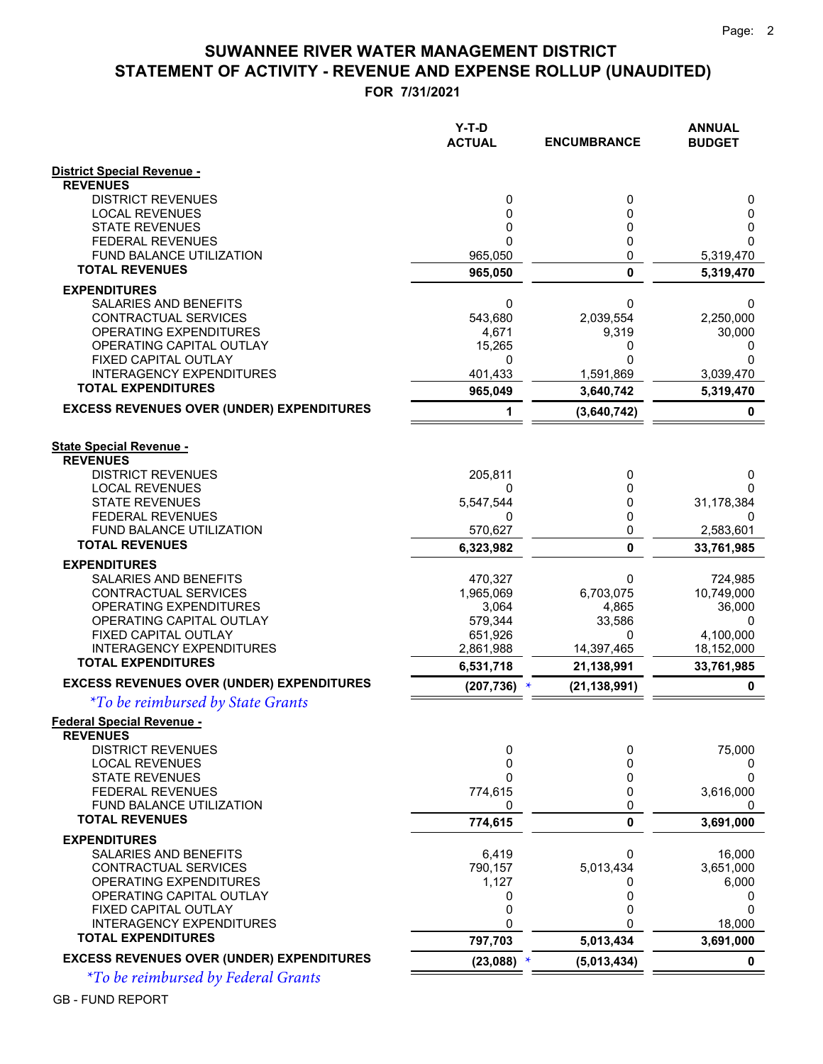# SUWANNEE RIVER WATER MANAGEMENT DISTRICT

## STATEMENT OF ACTIVITY - REVENUE AND EXPENSE ROLLUP (UNAUDITED)

**FOR 7/31/2021**

| | Y-T-D ACTUAL | ENCUMBRANCE | ANNUAL BUDGET |
|---|---|---|---|
| **District Special Revenue -** | | | |
| **REVENUES** | | | |
| DISTRICT REVENUES | 0 | 0 | 0 |
| LOCAL REVENUES | 0 | 0 | 0 |
| STATE REVENUES | 0 | 0 | 0 |
| FEDERAL REVENUES | 0 | 0 | 0 |
| FUND BALANCE UTILIZATION | 965,050 | 0 | 5,319,470 |
| **TOTAL REVENUES** | **965,050** | **0** | **5,319,470** |
| **EXPENDITURES** | | | |
| SALARIES AND BENEFITS | 0 | 0 | 0 |
| CONTRACTUAL SERVICES | 543,680 | 2,039,554 | 2,250,000 |
| OPERATING EXPENDITURES | 4,671 | 9,319 | 30,000 |
| OPERATING CAPITAL OUTLAY | 15,265 | 0 | 0 |
| FIXED CAPITAL OUTLAY | 0 | 0 | 0 |
| INTERAGENCY EXPENDITURES | 401,433 | 1,591,869 | 3,039,470 |
| **TOTAL EXPENDITURES** | **965,049** | **3,640,742** | **5,319,470** |
| **EXCESS REVENUES OVER (UNDER) EXPENDITURES** | **1** | **(3,640,742)** | **0** |
| **State Special Revenue -** | | | |
| **REVENUES** | | | |
| DISTRICT REVENUES | 205,811 | 0 | 0 |
| LOCAL REVENUES | 0 | 0 | 0 |
| STATE REVENUES | 5,547,544 | 0 | 31,178,384 |
| FEDERAL REVENUES | 0 | 0 | 0 |
| FUND BALANCE UTILIZATION | 570,627 | 0 | 2,583,601 |
| **TOTAL REVENUES** | **6,323,982** | **0** | **33,761,985** |
| **EXPENDITURES** | | | |
| SALARIES AND BENEFITS | 470,327 | 0 | 724,985 |
| CONTRACTUAL SERVICES | 1,965,069 | 6,703,075 | 10,749,000 |
| OPERATING EXPENDITURES | 3,064 | 4,865 | 36,000 |
| OPERATING CAPITAL OUTLAY | 579,344 | 33,586 | 0 |
| FIXED CAPITAL OUTLAY | 651,926 | 0 | 4,100,000 |
| INTERAGENCY EXPENDITURES | 2,861,988 | 14,397,465 | 18,152,000 |
| **TOTAL EXPENDITURES** | **6,531,718** | **21,138,991** | **33,761,985** |
| **EXCESS REVENUES OVER (UNDER) EXPENDITURES** | **(207,736)** * | **(21,138,991)** | **0** |
| *\*To be reimbursed by State Grants* | | | |
| **Federal Special Revenue -** | | | |
| **REVENUES** | | | |
| DISTRICT REVENUES | 0 | 0 | 75,000 |
| LOCAL REVENUES | 0 | 0 | 0 |
| STATE REVENUES | 0 | 0 | 0 |
| FEDERAL REVENUES | 774,615 | 0 | 3,616,000 |
| FUND BALANCE UTILIZATION | 0 | 0 | 0 |
| **TOTAL REVENUES** | **774,615** | **0** | **3,691,000** |
| **EXPENDITURES** | | | |
| SALARIES AND BENEFITS | 6,419 | 0 | 16,000 |
| CONTRACTUAL SERVICES | 790,157 | 5,013,434 | 3,651,000 |
| OPERATING EXPENDITURES | 1,127 | 0 | 6,000 |
| OPERATING CAPITAL OUTLAY | 0 | 0 | 0 |
| FIXED CAPITAL OUTLAY | 0 | 0 | 0 |
| INTERAGENCY EXPENDITURES | 0 | 0 | 18,000 |
| **TOTAL EXPENDITURES** | **797,703** | **5,013,434** | **3,691,000** |
| **EXCESS REVENUES OVER (UNDER) EXPENDITURES** | **(23,088)** * | **(5,013,434)** | **0** |
| *\*To be reimbursed by Federal Grants* | | | |

GB - FUND REPORT